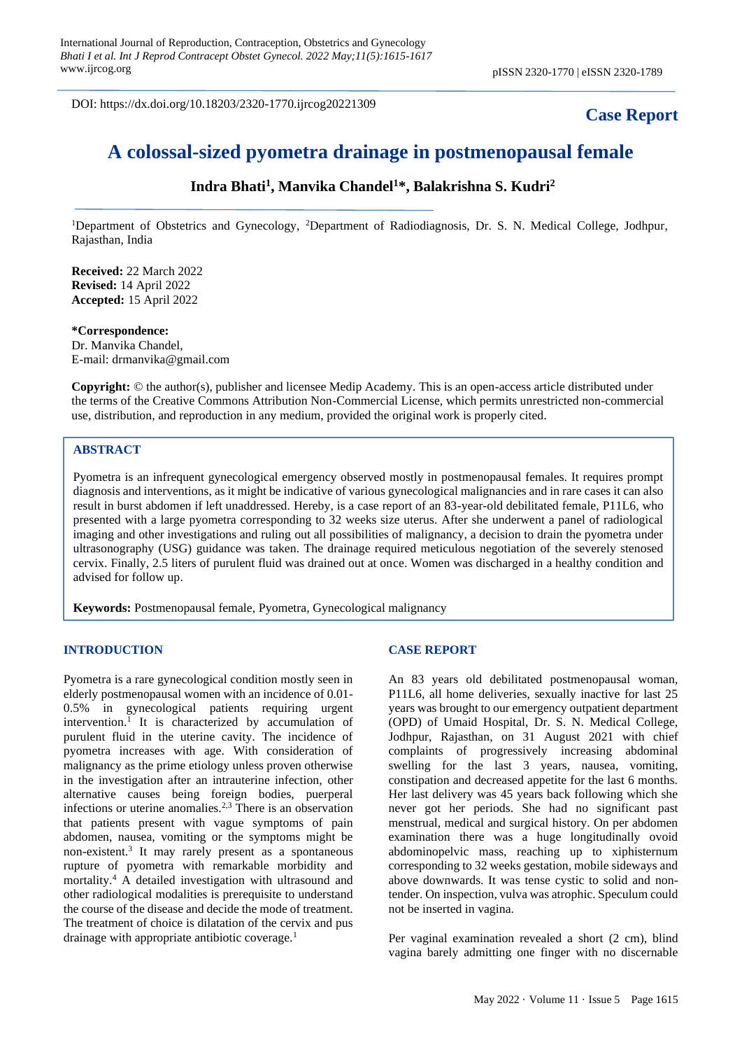DOI: https://dx.doi.org/10.18203/2320-1770.ijrcog20221309

**Case Report**

# A colossal-sized pyometra drainage in postmenopausal female

**Indra Bhati[1], Manvika Chandel[1]\*, Balakrishna S. Kudri[2]**

[1]Department of Obstetrics and Gynecology, [2]Department of Radiodiagnosis, Dr. S. N. Medical College, Jodhpur, Rajasthan, India

**Received:** 22 March 2022
**Revised:** 14 April 2022
**Accepted:** 15 April 2022

**\*Correspondence:**
Dr. Manvika Chandel,
E-mail: drmanvika@gmail.com

**Copyright:** © the author(s), publisher and licensee Medip Academy. This is an open-access article distributed under the terms of the Creative Commons Attribution Non-Commercial License, which permits unrestricted non-commercial use, distribution, and reproduction in any medium, provided the original work is properly cited.

## ABSTRACT

Pyometra is an infrequent gynecological emergency observed mostly in postmenopausal females. It requires prompt diagnosis and interventions, as it might be indicative of various gynecological malignancies and in rare cases it can also result in burst abdomen if left unaddressed. Hereby, is a case report of an 83-year-old debilitated female, P11L6, who presented with a large pyometra corresponding to 32 weeks size uterus. After she underwent a panel of radiological imaging and other investigations and ruling out all possibilities of malignancy, a decision to drain the pyometra under ultrasonography (USG) guidance was taken. The drainage required meticulous negotiation of the severely stenosed cervix. Finally, 2.5 liters of purulent fluid was drained out at once. Women was discharged in a healthy condition and advised for follow up.

**Keywords:** Postmenopausal female, Pyometra, Gynecological malignancy

## INTRODUCTION

Pyometra is a rare gynecological condition mostly seen in elderly postmenopausal women with an incidence of 0.01-0.5% in gynecological patients requiring urgent intervention.[1] It is characterized by accumulation of purulent fluid in the uterine cavity. The incidence of pyometra increases with age. With consideration of malignancy as the prime etiology unless proven otherwise in the investigation after an intrauterine infection, other alternative causes being foreign bodies, puerperal infections or uterine anomalies.[2,3] There is an observation that patients present with vague symptoms of pain abdomen, nausea, vomiting or the symptoms might be non-existent.[3] It may rarely present as a spontaneous rupture of pyometra with remarkable morbidity and mortality.[4] A detailed investigation with ultrasound and other radiological modalities is prerequisite to understand the course of the disease and decide the mode of treatment. The treatment of choice is dilatation of the cervix and pus drainage with appropriate antibiotic coverage.[1]

## CASE REPORT

An 83 years old debilitated postmenopausal woman, P11L6, all home deliveries, sexually inactive for last 25 years was brought to our emergency outpatient department (OPD) of Umaid Hospital, Dr. S. N. Medical College, Jodhpur, Rajasthan, on 31 August 2021 with chief complaints of progressively increasing abdominal swelling for the last 3 years, nausea, vomiting, constipation and decreased appetite for the last 6 months. Her last delivery was 45 years back following which she never got her periods. She had no significant past menstrual, medical and surgical history. On per abdomen examination there was a huge longitudinally ovoid abdominopelvic mass, reaching up to xiphisternum corresponding to 32 weeks gestation, mobile sideways and above downwards. It was tense cystic to solid and non-tender. On inspection, vulva was atrophic. Speculum could not be inserted in vagina.

Per vaginal examination revealed a short (2 cm), blind vagina barely admitting one finger with no discernable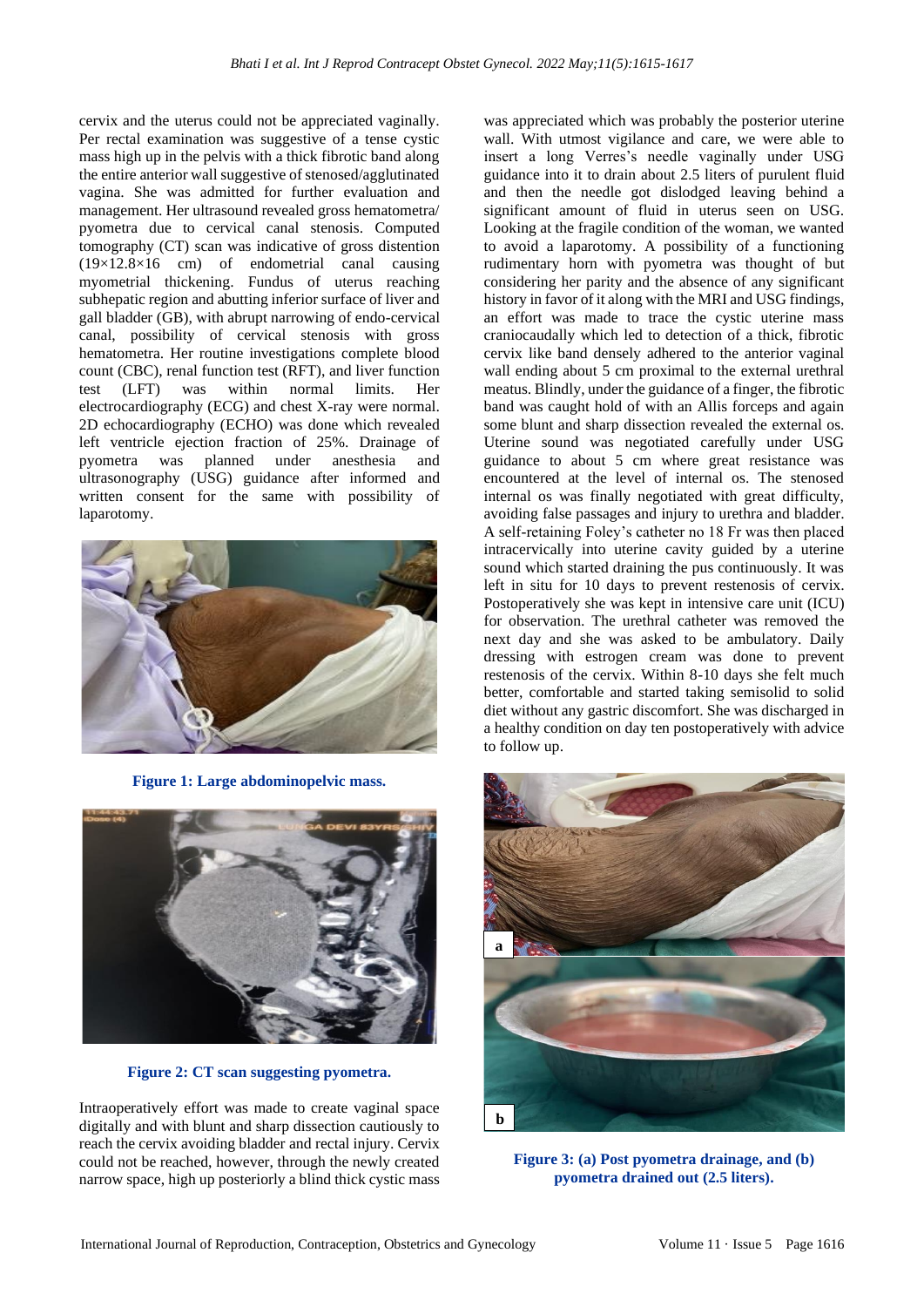cervix and the uterus could not be appreciated vaginally. Per rectal examination was suggestive of a tense cystic mass high up in the pelvis with a thick fibrotic band along the entire anterior wall suggestive of stenosed/agglutinated vagina. She was admitted for further evaluation and management. Her ultrasound revealed gross hematometra/ pyometra due to cervical canal stenosis. Computed tomography (CT) scan was indicative of gross distention (19×12.8×16 cm) of endometrial canal causing myometrial thickening. Fundus of uterus reaching subhepatic region and abutting inferior surface of liver and gall bladder (GB), with abrupt narrowing of endo-cervical canal, possibility of cervical stenosis with gross hematometra. Her routine investigations complete blood count (CBC), renal function test (RFT), and liver function test (LFT) was within normal limits. Her electrocardiography (ECG) and chest X-ray were normal. 2D echocardiography (ECHO) was done which revealed left ventricle ejection fraction of 25%. Drainage of pyometra was planned under anesthesia and ultrasonography (USG) guidance after informed and written consent for the same with possibility of laparotomy.

**Figure 1: Large abdominopelvic mass.**

**Figure 2: CT scan suggesting pyometra.**

Intraoperatively effort was made to create vaginal space digitally and with blunt and sharp dissection cautiously to reach the cervix avoiding bladder and rectal injury. Cervix could not be reached, however, through the newly created narrow space, high up posteriorly a blind thick cystic mass was appreciated which was probably the posterior uterine wall. With utmost vigilance and care, we were able to insert a long Verres's needle vaginally under USG guidance into it to drain about 2.5 liters of purulent fluid and then the needle got dislodged leaving behind a significant amount of fluid in uterus seen on USG. Looking at the fragile condition of the woman, we wanted to avoid a laparotomy. A possibility of a functioning rudimentary horn with pyometra was thought of but considering her parity and the absence of any significant history in favor of it along with the MRI and USG findings, an effort was made to trace the cystic uterine mass craniocaudally which led to detection of a thick, fibrotic cervix like band densely adhered to the anterior vaginal wall ending about 5 cm proximal to the external urethral meatus. Blindly, under the guidance of a finger, the fibrotic band was caught hold of with an Allis forceps and again some blunt and sharp dissection revealed the external os. Uterine sound was negotiated carefully under USG guidance to about 5 cm where great resistance was encountered at the level of internal os. The stenosed internal os was finally negotiated with great difficulty, avoiding false passages and injury to urethra and bladder. A self-retaining Foley's catheter no 18 Fr was then placed intracervically into uterine cavity guided by a uterine sound which started draining the pus continuously. It was left in situ for 10 days to prevent restenosis of cervix. Postoperatively she was kept in intensive care unit (ICU) for observation. The urethral catheter was removed the next day and she was asked to be ambulatory. Daily dressing with estrogen cream was done to prevent restenosis of the cervix. Within 8-10 days she felt much better, comfortable and started taking semisolid to solid diet without any gastric discomfort. She was discharged in a healthy condition on day ten postoperatively with advice to follow up.

**Figure 3: (a) Post pyometra drainage, and (b) pyometra drained out (2.5 liters).**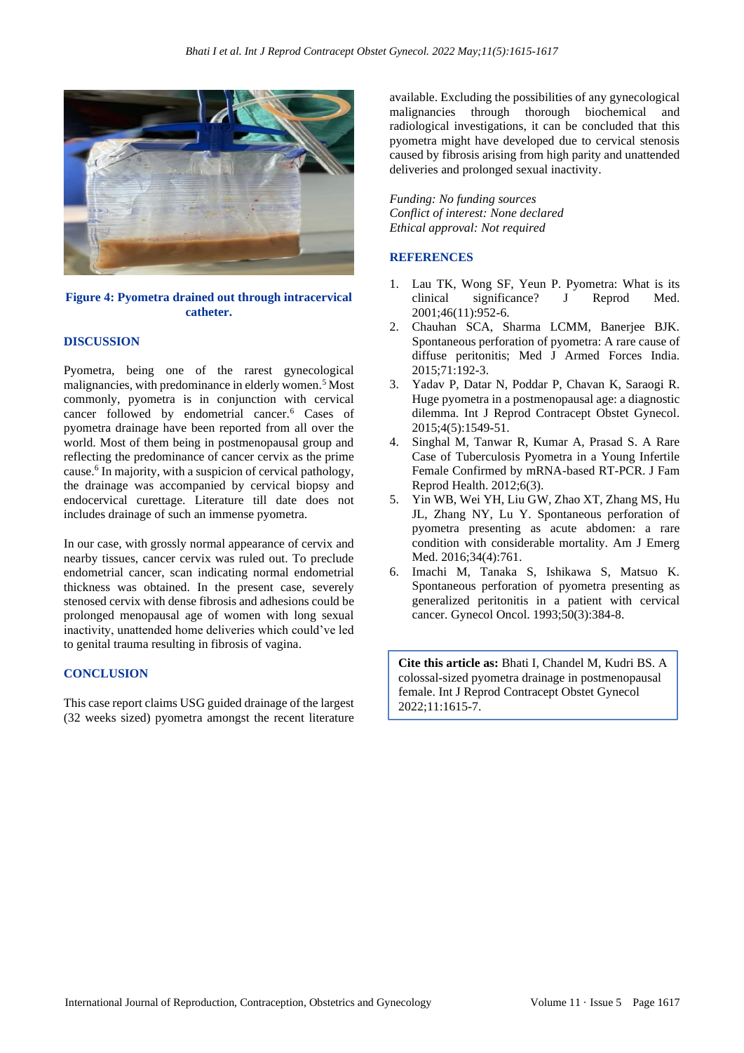Figure 4: Pyometra drained out through intracervical catheter.

## DISCUSSION

Pyometra, being one of the rarest gynecological malignancies, with predominance in elderly women.[5] Most commonly, pyometra is in conjunction with cervical cancer followed by endometrial cancer.[6] Cases of pyometra drainage have been reported from all over the world. Most of them being in postmenopausal group and reflecting the predominance of cancer cervix as the prime cause.[6] In majority, with a suspicion of cervical pathology, the drainage was accompanied by cervical biopsy and endocervical curettage. Literature till date does not includes drainage of such an immense pyometra.

In our case, with grossly normal appearance of cervix and nearby tissues, cancer cervix was ruled out. To preclude endometrial cancer, scan indicating normal endometrial thickness was obtained. In the present case, severely stenosed cervix with dense fibrosis and adhesions could be prolonged menopausal age of women with long sexual inactivity, unattended home deliveries which could've led to genital trauma resulting in fibrosis of vagina.

## CONCLUSION

This case report claims USG guided drainage of the largest (32 weeks sized) pyometra amongst the recent literature available. Excluding the possibilities of any gynecological malignancies through thorough biochemical and radiological investigations, it can be concluded that this pyometra might have developed due to cervical stenosis caused by fibrosis arising from high parity and unattended deliveries and prolonged sexual inactivity.

*Funding: No funding sources*
*Conflict of interest: None declared*
*Ethical approval: Not required*

## REFERENCES

1. Lau TK, Wong SF, Yeun P. Pyometra: What is its clinical significance? J Reprod Med. 2001;46(11):952-6.
2. Chauhan SCA, Sharma LCMM, Banerjee BJK. Spontaneous perforation of pyometra: A rare cause of diffuse peritonitis; Med J Armed Forces India. 2015;71:192-3.
3. Yadav P, Datar N, Poddar P, Chavan K, Saraogi R. Huge pyometra in a postmenopausal age: a diagnostic dilemma. Int J Reprod Contracept Obstet Gynecol. 2015;4(5):1549-51.
4. Singhal M, Tanwar R, Kumar A, Prasad S. A Rare Case of Tuberculosis Pyometra in a Young Infertile Female Confirmed by mRNA-based RT-PCR. J Fam Reprod Health. 2012;6(3).
5. Yin WB, Wei YH, Liu GW, Zhao XT, Zhang MS, Hu JL, Zhang NY, Lu Y. Spontaneous perforation of pyometra presenting as acute abdomen: a rare condition with considerable mortality. Am J Emerg Med. 2016;34(4):761.
6. Imachi M, Tanaka S, Ishikawa S, Matsuo K. Spontaneous perforation of pyometra presenting as generalized peritonitis in a patient with cervical cancer. Gynecol Oncol. 1993;50(3):384-8.

**Cite this article as:** Bhati I, Chandel M, Kudri BS. A colossal-sized pyometra drainage in postmenopausal female. Int J Reprod Contracept Obstet Gynecol 2022;11:1615-7.